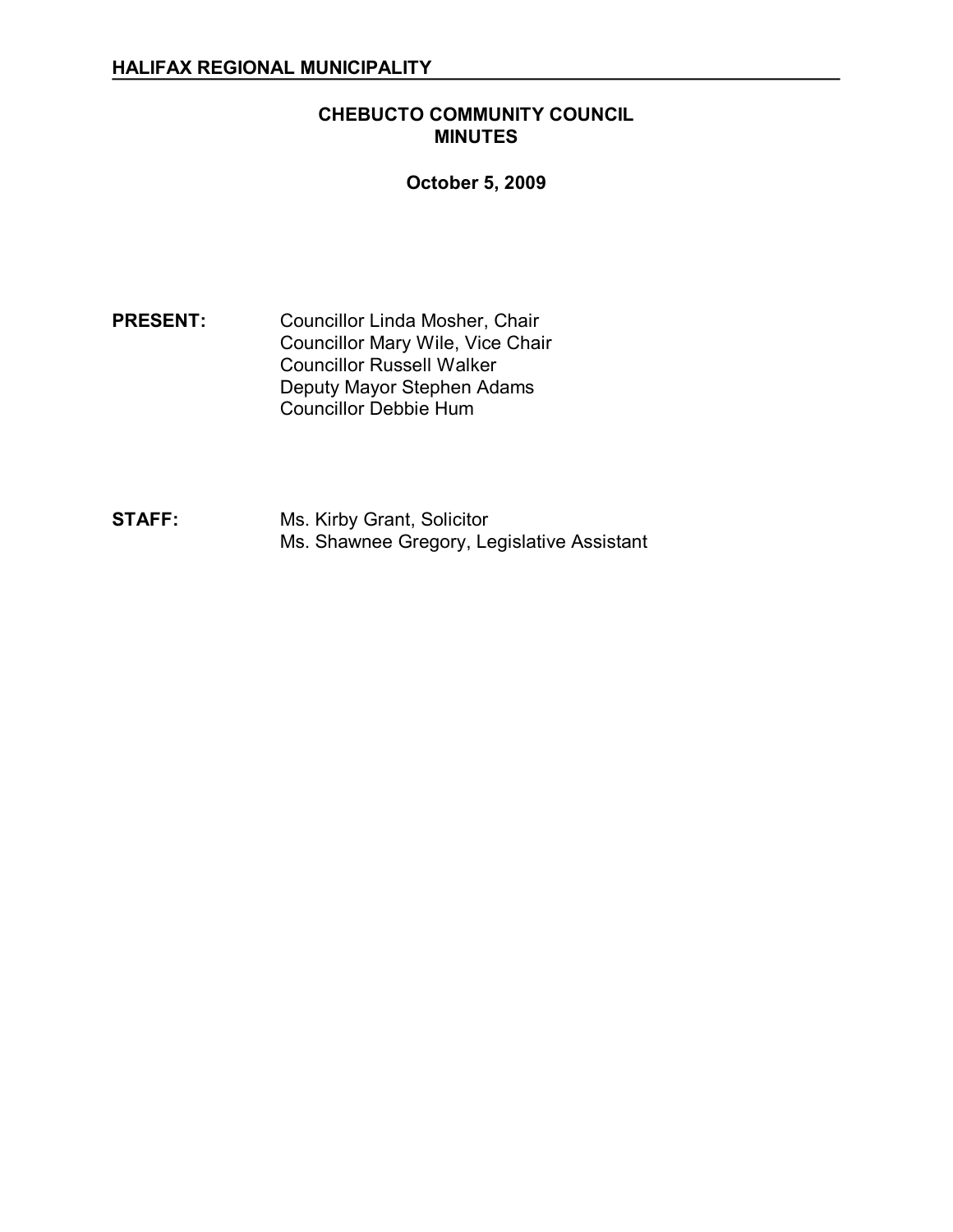## HALIFAX REGIONAL MUNICIPALITY

# CHEBUCTO COMMUNITY COUNCIL MINUTES

**October 5, 2009**

**PRESENT:** Councillor Linda Mosher, Chair
Councillor Mary Wile, Vice Chair
Councillor Russell Walker
Deputy Mayor Stephen Adams
Councillor Debbie Hum

**STAFF:** Ms. Kirby Grant, Solicitor
Ms. Shawnee Gregory, Legislative Assistant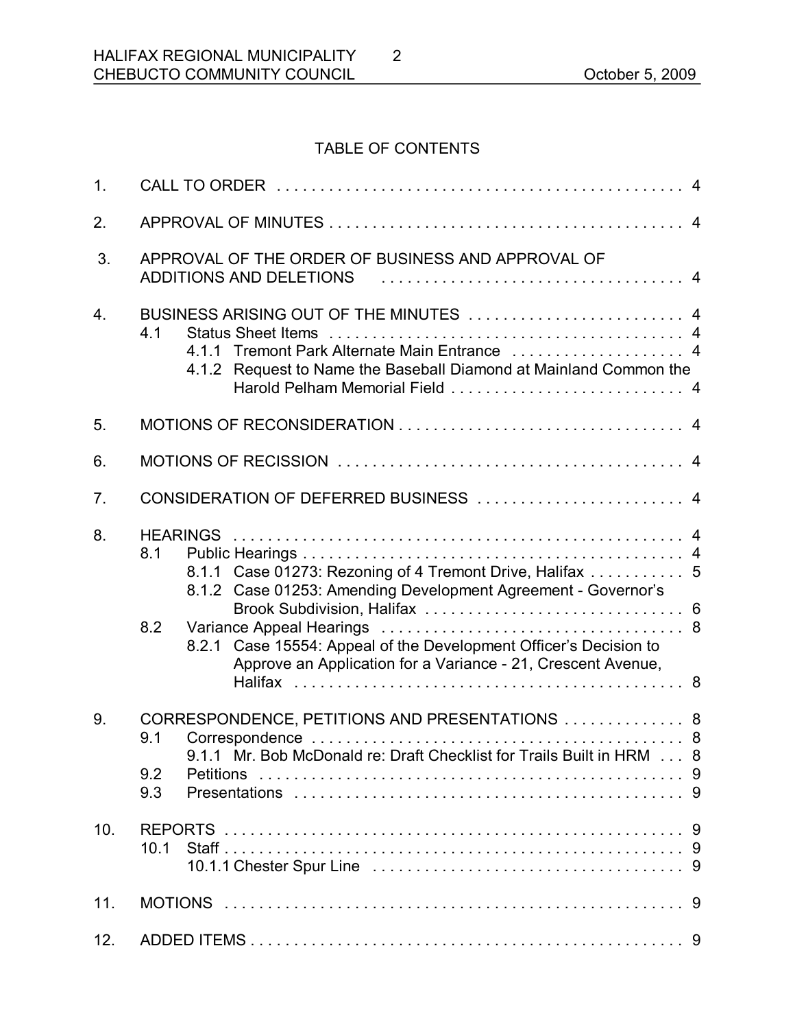## TABLE OF CONTENTS

1. CALL TO ORDER . . . . . . . . . . . . . . . . . . . . . . . . . . . . . . . . . . . . . . . . . . . . . . . 4

2. APPROVAL OF MINUTES . . . . . . . . . . . . . . . . . . . . . . . . . . . . . . . . . . . . . . . . . . 4

3. APPROVAL OF THE ORDER OF BUSINESS AND APPROVAL OF ADDITIONS AND DELETIONS . . . . . . . . . . . . . . . . . . . . . . . . . . . . . . . . . . . 4

4. BUSINESS ARISING OUT OF THE MINUTES . . . . . . . . . . . . . . . . . . . . . . . . . 4
   - 4.1 Status Sheet Items . . . . . . . . . . . . . . . . . . . . . . . . . . . . . . . . . . . . . . . . . 4
     - 4.1.1 Tremont Park Alternate Main Entrance . . . . . . . . . . . . . . . . . . . . . 4
     - 4.1.2 Request to Name the Baseball Diamond at Mainland Common the Harold Pelham Memorial Field . . . . . . . . . . . . . . . . . . . . . . . . . . . 4

5. MOTIONS OF RECONSIDERATION . . . . . . . . . . . . . . . . . . . . . . . . . . . . . . . . 4

6. MOTIONS OF RECISSION . . . . . . . . . . . . . . . . . . . . . . . . . . . . . . . . . . . . . . . 4

7. CONSIDERATION OF DEFERRED BUSINESS . . . . . . . . . . . . . . . . . . . . . . . . 4

8. HEARINGS . . . . . . . . . . . . . . . . . . . . . . . . . . . . . . . . . . . . . . . . . . . . . . . . . . . 4
   - 8.1 Public Hearings . . . . . . . . . . . . . . . . . . . . . . . . . . . . . . . . . . . . . . . . . . . . 4
     - 8.1.1 Case 01273: Rezoning of 4 Tremont Drive, Halifax . . . . . . . . . . . 5
     - 8.1.2 Case 01253: Amending Development Agreement - Governor's Brook Subdivision, Halifax . . . . . . . . . . . . . . . . . . . . . . . . . . . . . . 6
   - 8.2 Variance Appeal Hearings . . . . . . . . . . . . . . . . . . . . . . . . . . . . . . . . . . . 8
     - 8.2.1 Case 15554: Appeal of the Development Officer's Decision to Approve an Application for a Variance - 21, Crescent Avenue, Halifax . . . . . . . . . . . . . . . . . . . . . . . . . . . . . . . . . . . . . . . . . . . . . . 8

9. CORRESPONDENCE, PETITIONS AND PRESENTATIONS . . . . . . . . . . . . . . 8
   - 9.1 Correspondence . . . . . . . . . . . . . . . . . . . . . . . . . . . . . . . . . . . . . . . . . . . 8
     - 9.1.1 Mr. Bob McDonald re: Draft Checklist for Trails Built in HRM . . . 8
   - 9.2 Petitions . . . . . . . . . . . . . . . . . . . . . . . . . . . . . . . . . . . . . . . . . . . . . . . . . 9
   - 9.3 Presentations . . . . . . . . . . . . . . . . . . . . . . . . . . . . . . . . . . . . . . . . . . . . . 9

10. REPORTS . . . . . . . . . . . . . . . . . . . . . . . . . . . . . . . . . . . . . . . . . . . . . . . . . . . . 9
    - 10.1 Staff . . . . . . . . . . . . . . . . . . . . . . . . . . . . . . . . . . . . . . . . . . . . . . . . . . . . 9
      - 10.1.1 Chester Spur Line . . . . . . . . . . . . . . . . . . . . . . . . . . . . . . . . . . . . . 9

11. MOTIONS . . . . . . . . . . . . . . . . . . . . . . . . . . . . . . . . . . . . . . . . . . . . . . . . . . . . 9

12. ADDED ITEMS . . . . . . . . . . . . . . . . . . . . . . . . . . . . . . . . . . . . . . . . . . . . . . . . 9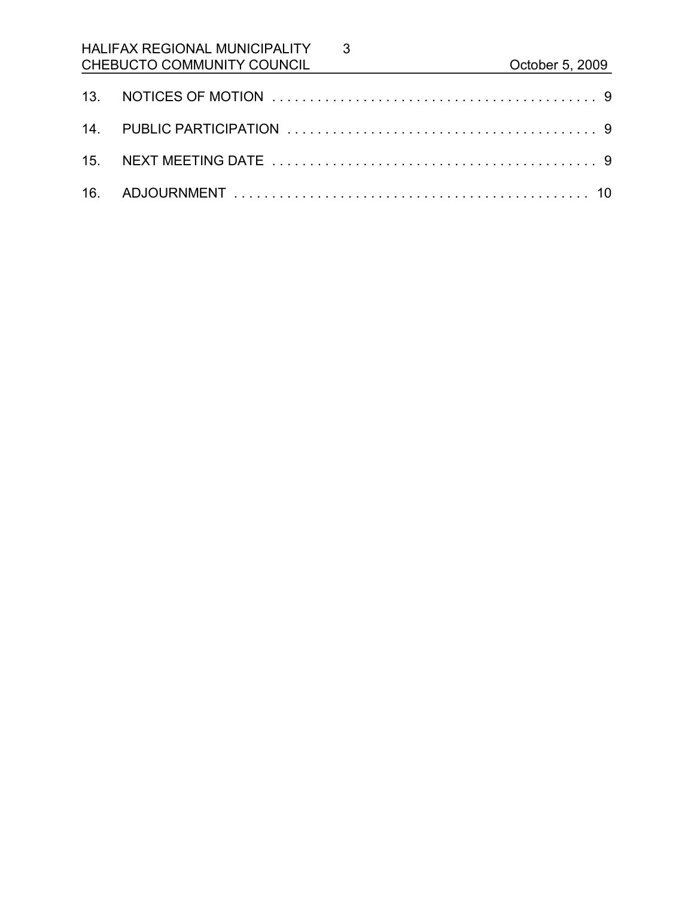13. NOTICES OF MOTION . . . . . . . . . . . . . . . . . . . . . . . . . . . . . . . . . . . . . . . . . . . 9

14. PUBLIC PARTICIPATION . . . . . . . . . . . . . . . . . . . . . . . . . . . . . . . . . . . . . . . . . 9

15. NEXT MEETING DATE . . . . . . . . . . . . . . . . . . . . . . . . . . . . . . . . . . . . . . . . . . 9

16. ADJOURNMENT . . . . . . . . . . . . . . . . . . . . . . . . . . . . . . . . . . . . . . . . . . . . . . . 10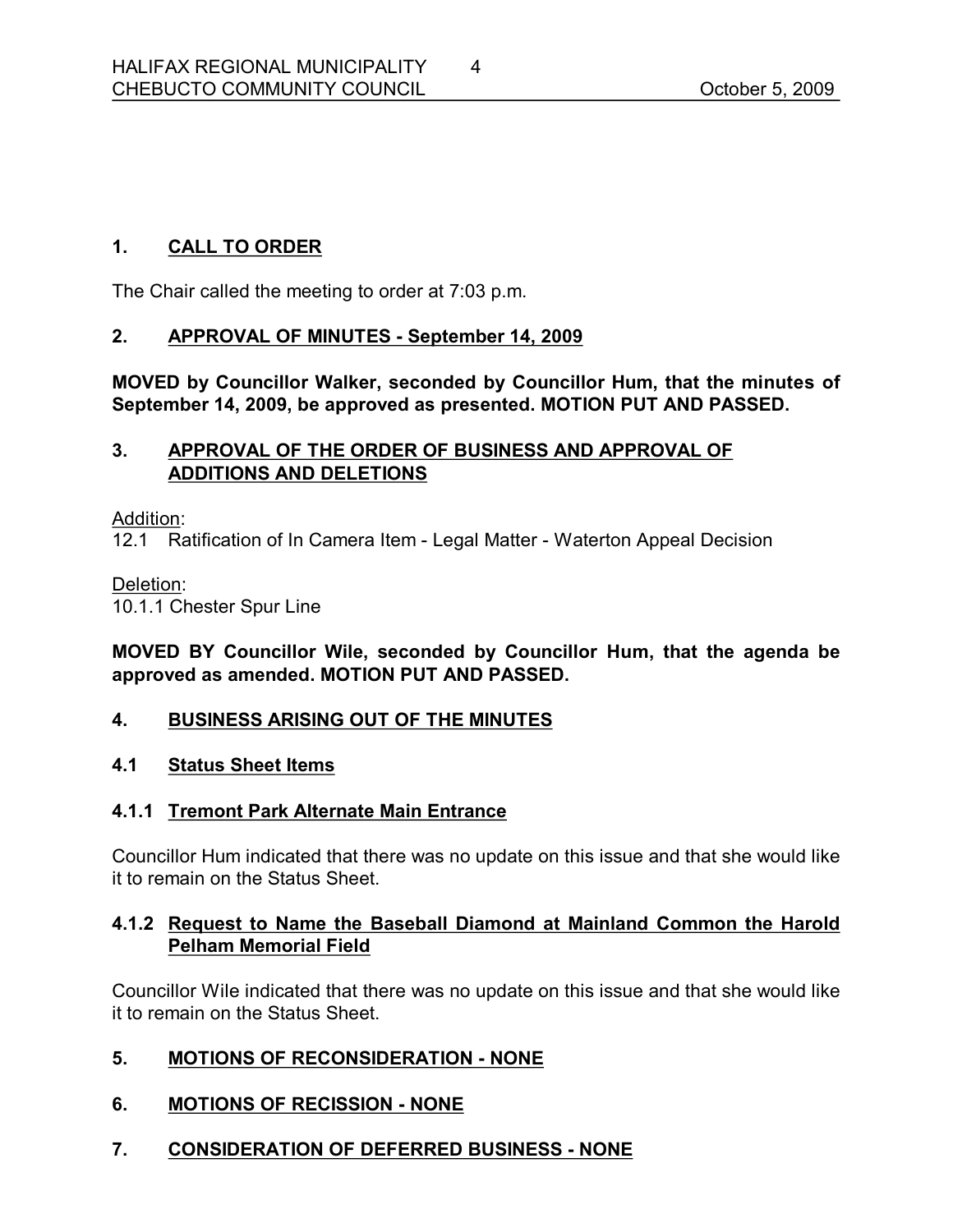## 1. CALL TO ORDER

The Chair called the meeting to order at 7:03 p.m.

## 2. APPROVAL OF MINUTES - September 14, 2009

**MOVED by Councillor Walker, seconded by Councillor Hum, that the minutes of September 14, 2009, be approved as presented. MOTION PUT AND PASSED.**

## 3. APPROVAL OF THE ORDER OF BUSINESS AND APPROVAL OF ADDITIONS AND DELETIONS

Addition:
12.1 Ratification of In Camera Item - Legal Matter - Waterton Appeal Decision

Deletion:
10.1.1 Chester Spur Line

**MOVED BY Councillor Wile, seconded by Councillor Hum, that the agenda be approved as amended. MOTION PUT AND PASSED.**

## 4. BUSINESS ARISING OUT OF THE MINUTES

### 4.1 Status Sheet Items

#### 4.1.1 Tremont Park Alternate Main Entrance

Councillor Hum indicated that there was no update on this issue and that she would like it to remain on the Status Sheet.

#### 4.1.2 Request to Name the Baseball Diamond at Mainland Common the Harold Pelham Memorial Field

Councillor Wile indicated that there was no update on this issue and that she would like it to remain on the Status Sheet.

## 5. MOTIONS OF RECONSIDERATION - NONE

## 6. MOTIONS OF RECISSION - NONE

## 7. CONSIDERATION OF DEFERRED BUSINESS - NONE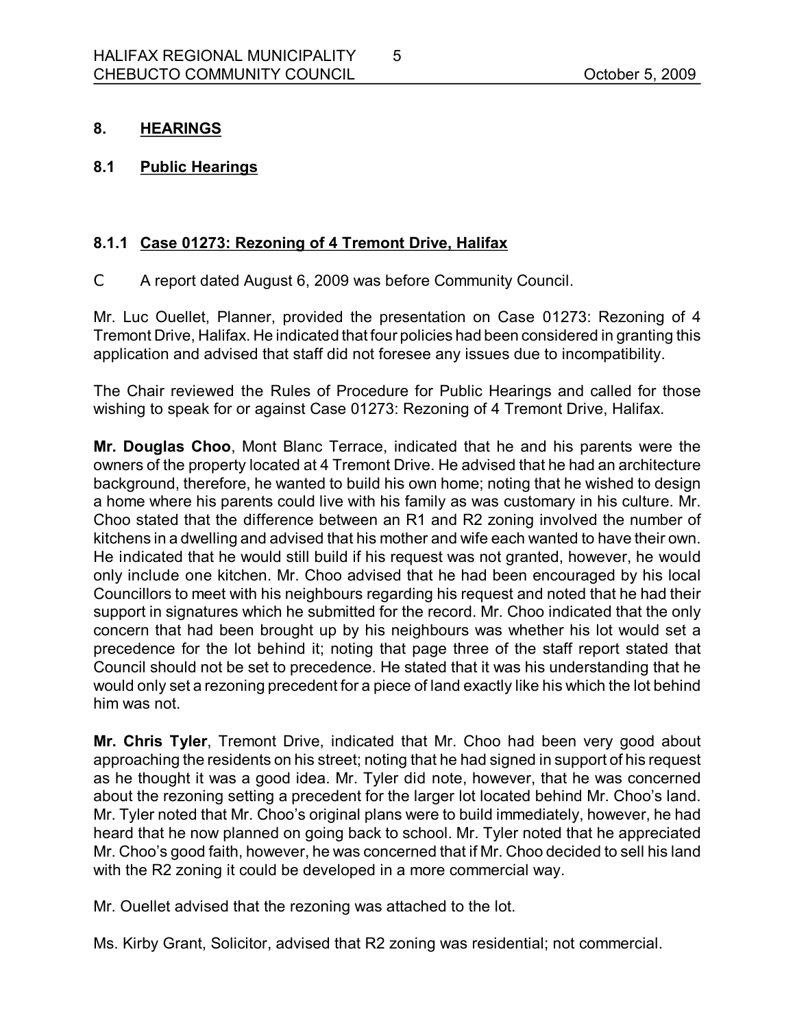## 8. HEARINGS

### 8.1 Public Hearings

#### 8.1.1 Case 01273: Rezoning of 4 Tremont Drive, Halifax

C A report dated August 6, 2009 was before Community Council.

Mr. Luc Ouellet, Planner, provided the presentation on Case 01273: Rezoning of 4 Tremont Drive, Halifax. He indicated that four policies had been considered in granting this application and advised that staff did not foresee any issues due to incompatibility.

The Chair reviewed the Rules of Procedure for Public Hearings and called for those wishing to speak for or against Case 01273: Rezoning of 4 Tremont Drive, Halifax.

**Mr. Douglas Choo**, Mont Blanc Terrace, indicated that he and his parents were the owners of the property located at 4 Tremont Drive. He advised that he had an architecture background, therefore, he wanted to build his own home; noting that he wished to design a home where his parents could live with his family as was customary in his culture. Mr. Choo stated that the difference between an R1 and R2 zoning involved the number of kitchens in a dwelling and advised that his mother and wife each wanted to have their own. He indicated that he would still build if his request was not granted, however, he would only include one kitchen. Mr. Choo advised that he had been encouraged by his local Councillors to meet with his neighbours regarding his request and noted that he had their support in signatures which he submitted for the record. Mr. Choo indicated that the only concern that had been brought up by his neighbours was whether his lot would set a precedence for the lot behind it; noting that page three of the staff report stated that Council should not be set to precedence. He stated that it was his understanding that he would only set a rezoning precedent for a piece of land exactly like his which the lot behind him was not.

**Mr. Chris Tyler**, Tremont Drive, indicated that Mr. Choo had been very good about approaching the residents on his street; noting that he had signed in support of his request as he thought it was a good idea. Mr. Tyler did note, however, that he was concerned about the rezoning setting a precedent for the larger lot located behind Mr. Choo's land. Mr. Tyler noted that Mr. Choo's original plans were to build immediately, however, he had heard that he now planned on going back to school. Mr. Tyler noted that he appreciated Mr. Choo's good faith, however, he was concerned that if Mr. Choo decided to sell his land with the R2 zoning it could be developed in a more commercial way.

Mr. Ouellet advised that the rezoning was attached to the lot.

Ms. Kirby Grant, Solicitor, advised that R2 zoning was residential; not commercial.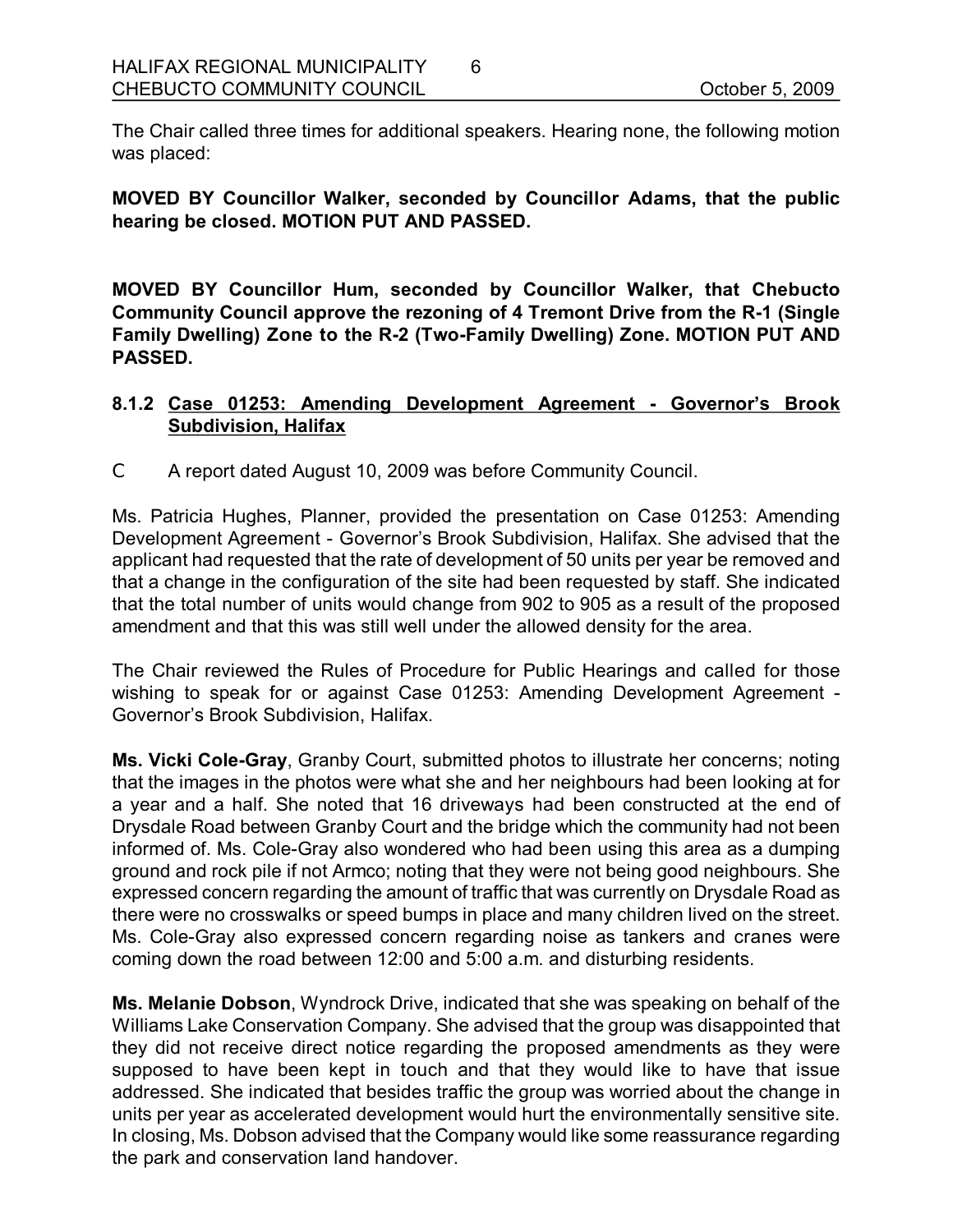The Chair called three times for additional speakers. Hearing none, the following motion was placed:

**MOVED BY Councillor Walker, seconded by Councillor Adams, that the public hearing be closed. MOTION PUT AND PASSED.**

**MOVED BY Councillor Hum, seconded by Councillor Walker, that Chebucto Community Council approve the rezoning of 4 Tremont Drive from the R-1 (Single Family Dwelling) Zone to the R-2 (Two-Family Dwelling) Zone. MOTION PUT AND PASSED.**

### 8.1.2 Case 01253: Amending Development Agreement - Governor's Brook Subdivision, Halifax

- A report dated August 10, 2009 was before Community Council.

Ms. Patricia Hughes, Planner, provided the presentation on Case 01253: Amending Development Agreement - Governor's Brook Subdivision, Halifax. She advised that the applicant had requested that the rate of development of 50 units per year be removed and that a change in the configuration of the site had been requested by staff. She indicated that the total number of units would change from 902 to 905 as a result of the proposed amendment and that this was still well under the allowed density for the area.

The Chair reviewed the Rules of Procedure for Public Hearings and called for those wishing to speak for or against Case 01253: Amending Development Agreement - Governor's Brook Subdivision, Halifax.

**Ms. Vicki Cole-Gray**, Granby Court, submitted photos to illustrate her concerns; noting that the images in the photos were what she and her neighbours had been looking at for a year and a half. She noted that 16 driveways had been constructed at the end of Drysdale Road between Granby Court and the bridge which the community had not been informed of. Ms. Cole-Gray also wondered who had been using this area as a dumping ground and rock pile if not Armco; noting that they were not being good neighbours. She expressed concern regarding the amount of traffic that was currently on Drysdale Road as there were no crosswalks or speed bumps in place and many children lived on the street. Ms. Cole-Gray also expressed concern regarding noise as tankers and cranes were coming down the road between 12:00 and 5:00 a.m. and disturbing residents.

**Ms. Melanie Dobson**, Wyndrock Drive, indicated that she was speaking on behalf of the Williams Lake Conservation Company. She advised that the group was disappointed that they did not receive direct notice regarding the proposed amendments as they were supposed to have been kept in touch and that they would like to have that issue addressed. She indicated that besides traffic the group was worried about the change in units per year as accelerated development would hurt the environmentally sensitive site. In closing, Ms. Dobson advised that the Company would like some reassurance regarding the park and conservation land handover.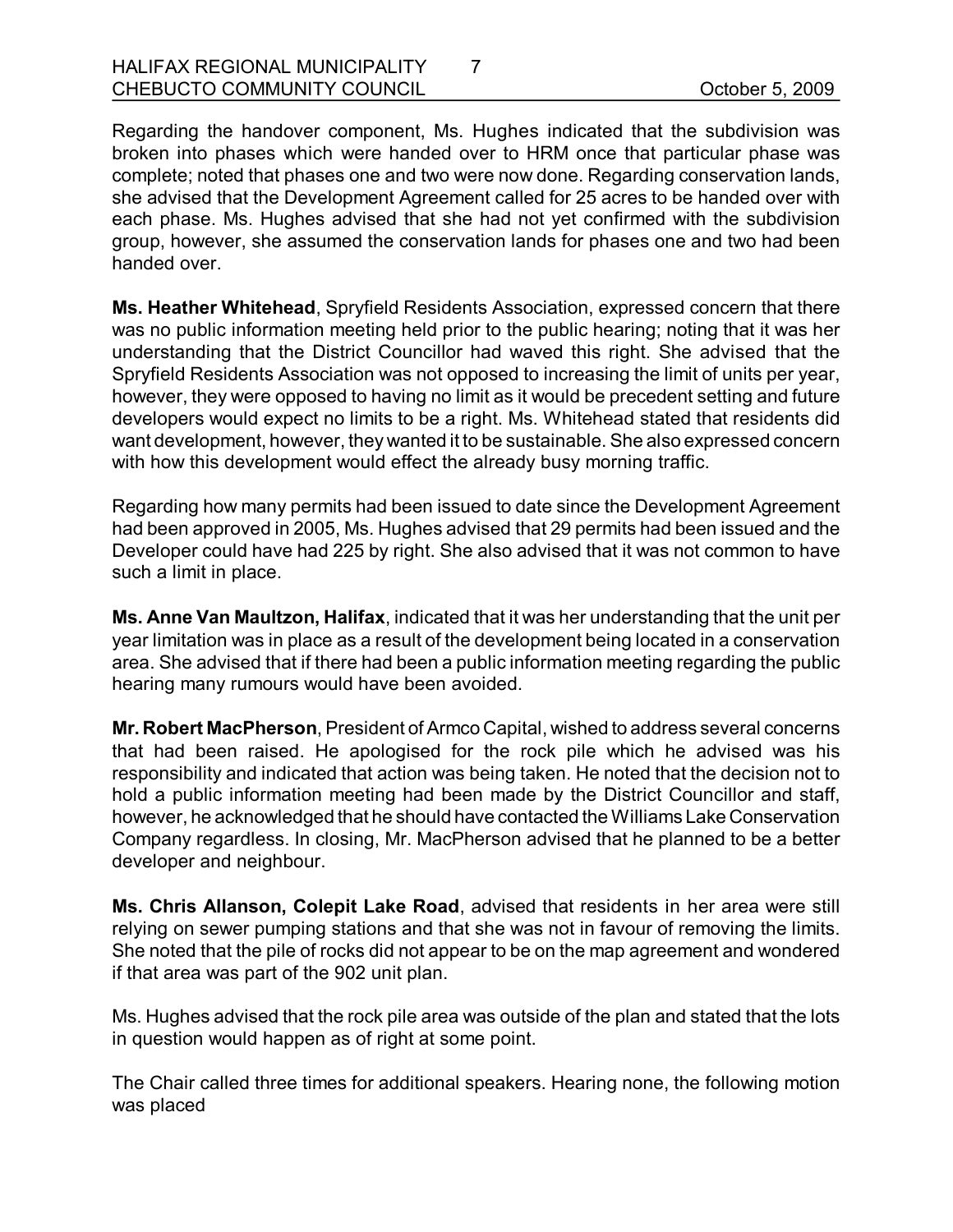Regarding the handover component, Ms. Hughes indicated that the subdivision was broken into phases which were handed over to HRM once that particular phase was complete; noted that phases one and two were now done. Regarding conservation lands, she advised that the Development Agreement called for 25 acres to be handed over with each phase. Ms. Hughes advised that she had not yet confirmed with the subdivision group, however, she assumed the conservation lands for phases one and two had been handed over.

**Ms. Heather Whitehead**, Spryfield Residents Association, expressed concern that there was no public information meeting held prior to the public hearing; noting that it was her understanding that the District Councillor had waved this right. She advised that the Spryfield Residents Association was not opposed to increasing the limit of units per year, however, they were opposed to having no limit as it would be precedent setting and future developers would expect no limits to be a right. Ms. Whitehead stated that residents did want development, however, they wanted it to be sustainable. She also expressed concern with how this development would effect the already busy morning traffic.

Regarding how many permits had been issued to date since the Development Agreement had been approved in 2005, Ms. Hughes advised that 29 permits had been issued and the Developer could have had 225 by right. She also advised that it was not common to have such a limit in place.

**Ms. Anne Van Maultzon, Halifax**, indicated that it was her understanding that the unit per year limitation was in place as a result of the development being located in a conservation area. She advised that if there had been a public information meeting regarding the public hearing many rumours would have been avoided.

**Mr. Robert MacPherson**, President of Armco Capital, wished to address several concerns that had been raised. He apologised for the rock pile which he advised was his responsibility and indicated that action was being taken. He noted that the decision not to hold a public information meeting had been made by the District Councillor and staff, however, he acknowledged that he should have contacted the Williams Lake Conservation Company regardless. In closing, Mr. MacPherson advised that he planned to be a better developer and neighbour.

**Ms. Chris Allanson, Colepit Lake Road**, advised that residents in her area were still relying on sewer pumping stations and that she was not in favour of removing the limits. She noted that the pile of rocks did not appear to be on the map agreement and wondered if that area was part of the 902 unit plan.

Ms. Hughes advised that the rock pile area was outside of the plan and stated that the lots in question would happen as of right at some point.

The Chair called three times for additional speakers. Hearing none, the following motion was placed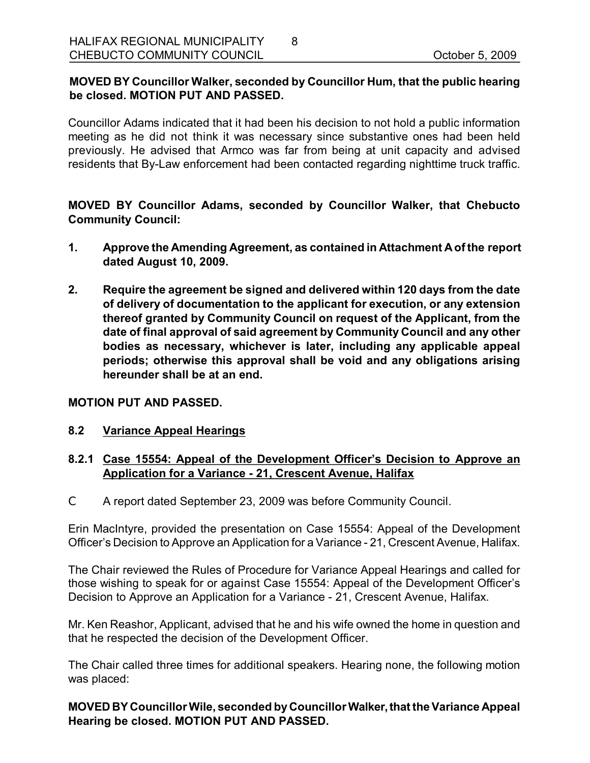**MOVED BY Councillor Walker, seconded by Councillor Hum, that the public hearing be closed. MOTION PUT AND PASSED.**

Councillor Adams indicated that it had been his decision to not hold a public information meeting as he did not think it was necessary since substantive ones had been held previously. He advised that Armco was far from being at unit capacity and advised residents that By-Law enforcement had been contacted regarding nighttime truck traffic.

**MOVED BY Councillor Adams, seconded by Councillor Walker, that Chebucto Community Council:**

1. **Approve the Amending Agreement, as contained in Attachment A of the report dated August 10, 2009.**
2. **Require the agreement be signed and delivered within 120 days from the date of delivery of documentation to the applicant for execution, or any extension thereof granted by Community Council on request of the Applicant, from the date of final approval of said agreement by Community Council and any other bodies as necessary, whichever is later, including any applicable appeal periods; otherwise this approval shall be void and any obligations arising hereunder shall be at an end.**

**MOTION PUT AND PASSED.**

### 8.2 Variance Appeal Hearings

#### 8.2.1 Case 15554: Appeal of the Development Officer's Decision to Approve an Application for a Variance - 21, Crescent Avenue, Halifax

- A report dated September 23, 2009 was before Community Council.

Erin MacIntyre, provided the presentation on Case 15554: Appeal of the Development Officer's Decision to Approve an Application for a Variance - 21, Crescent Avenue, Halifax.

The Chair reviewed the Rules of Procedure for Variance Appeal Hearings and called for those wishing to speak for or against Case 15554: Appeal of the Development Officer's Decision to Approve an Application for a Variance - 21, Crescent Avenue, Halifax.

Mr. Ken Reashor, Applicant, advised that he and his wife owned the home in question and that he respected the decision of the Development Officer.

The Chair called three times for additional speakers. Hearing none, the following motion was placed:

**MOVED BY Councillor Wile, seconded by Councillor Walker, that the Variance Appeal Hearing be closed. MOTION PUT AND PASSED.**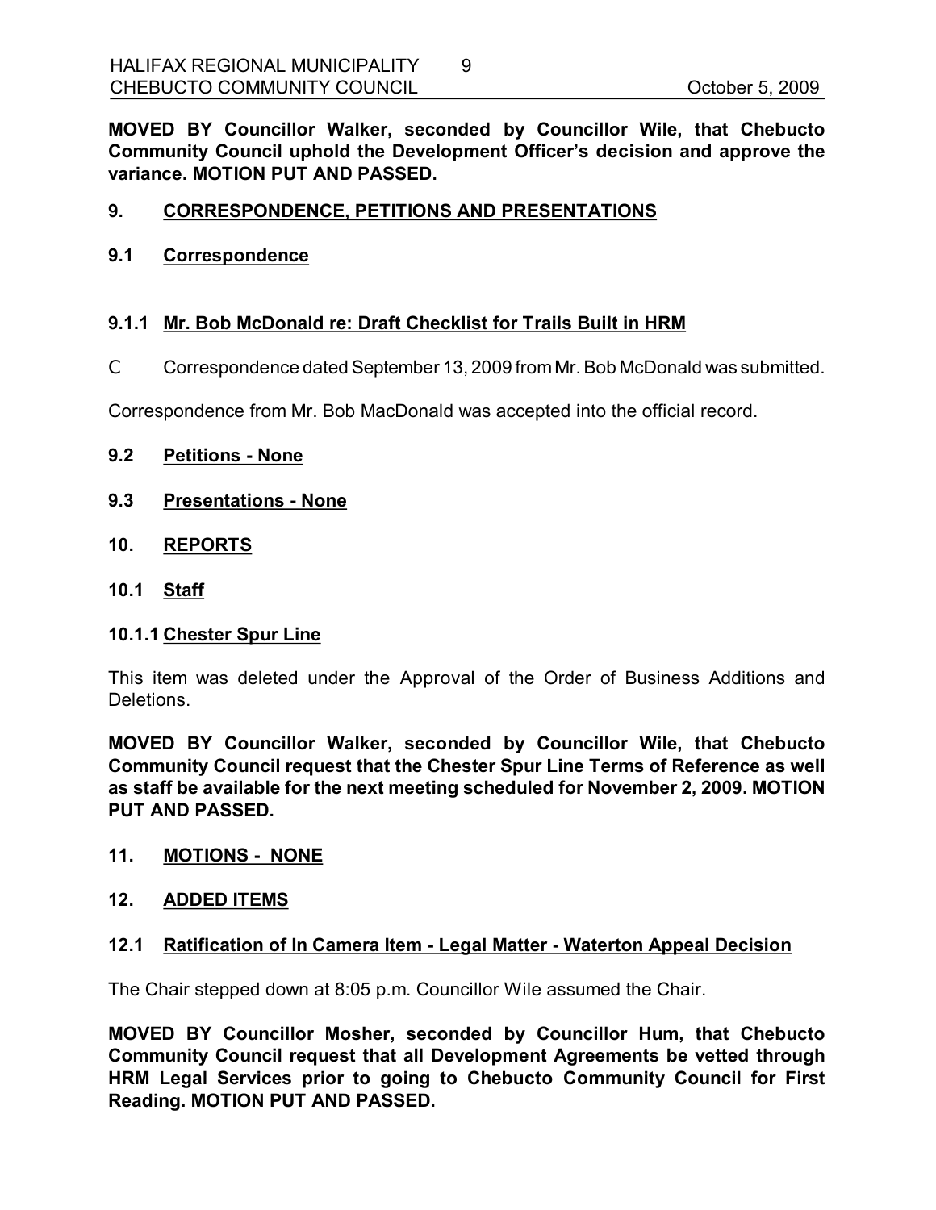**MOVED BY Councillor Walker, seconded by Councillor Wile, that Chebucto Community Council uphold the Development Officer's decision and approve the variance. MOTION PUT AND PASSED.**

## 9. CORRESPONDENCE, PETITIONS AND PRESENTATIONS

### 9.1 Correspondence

#### 9.1.1 Mr. Bob McDonald re: Draft Checklist for Trails Built in HRM

- Correspondence dated September 13, 2009 from Mr. Bob McDonald was submitted.

Correspondence from Mr. Bob MacDonald was accepted into the official record.

### 9.2 Petitions - None

### 9.3 Presentations - None

## 10. REPORTS

### 10.1 Staff

#### 10.1.1 Chester Spur Line

This item was deleted under the Approval of the Order of Business Additions and Deletions.

**MOVED BY Councillor Walker, seconded by Councillor Wile, that Chebucto Community Council request that the Chester Spur Line Terms of Reference as well as staff be available for the next meeting scheduled for November 2, 2009. MOTION PUT AND PASSED.**

## 11. MOTIONS - NONE

## 12. ADDED ITEMS

### 12.1 Ratification of In Camera Item - Legal Matter - Waterton Appeal Decision

The Chair stepped down at 8:05 p.m. Councillor Wile assumed the Chair.

**MOVED BY Councillor Mosher, seconded by Councillor Hum, that Chebucto Community Council request that all Development Agreements be vetted through HRM Legal Services prior to going to Chebucto Community Council for First Reading. MOTION PUT AND PASSED.**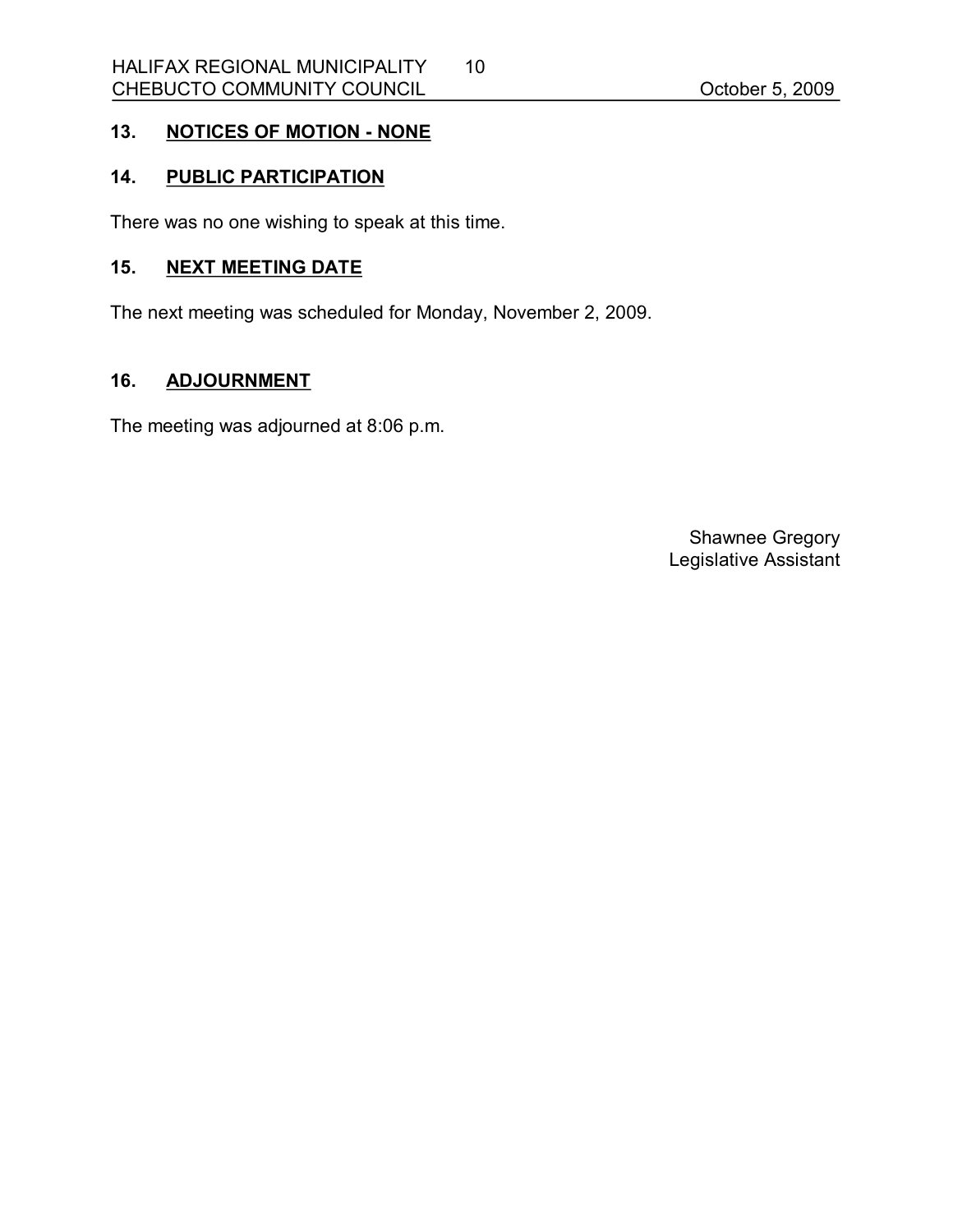## 13. NOTICES OF MOTION - NONE

## 14. PUBLIC PARTICIPATION

There was no one wishing to speak at this time.

## 15. NEXT MEETING DATE

The next meeting was scheduled for Monday, November 2, 2009.

## 16. ADJOURNMENT

The meeting was adjourned at 8:06 p.m.

Shawnee Gregory
Legislative Assistant